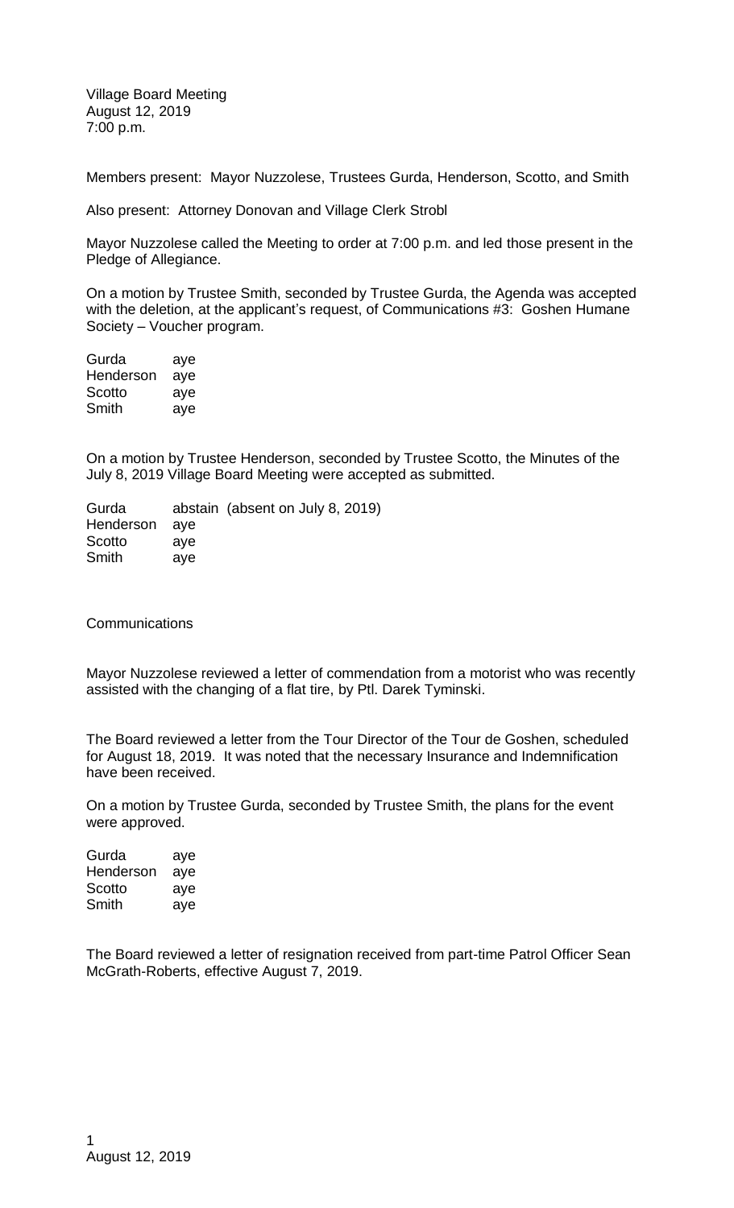Village Board Meeting
August 12, 2019
7:00 p.m.

Members present: Mayor Nuzzolese, Trustees Gurda, Henderson, Scotto, and Smith

Also present: Attorney Donovan and Village Clerk Strobl

Mayor Nuzzolese called the Meeting to order at 7:00 p.m. and led those present in the Pledge of Allegiance.

On a motion by Trustee Smith, seconded by Trustee Gurda, the Agenda was accepted with the deletion, at the applicant's request, of Communications #3: Goshen Humane Society – Voucher program.

| | |
|---|---|
| Gurda | aye |
| Henderson | aye |
| Scotto | aye |
| Smith | aye |

On a motion by Trustee Henderson, seconded by Trustee Scotto, the Minutes of the July 8, 2019 Village Board Meeting were accepted as submitted.

| | |
|---|---|
| Gurda | abstain (absent on July 8, 2019) |
| Henderson | aye |
| Scotto | aye |
| Smith | aye |

Communications

Mayor Nuzzolese reviewed a letter of commendation from a motorist who was recently assisted with the changing of a flat tire, by Ptl. Darek Tyminski.

The Board reviewed a letter from the Tour Director of the Tour de Goshen, scheduled for August 18, 2019. It was noted that the necessary Insurance and Indemnification have been received.

On a motion by Trustee Gurda, seconded by Trustee Smith, the plans for the event were approved.

| | |
|---|---|
| Gurda | aye |
| Henderson | aye |
| Scotto | aye |
| Smith | aye |

The Board reviewed a letter of resignation received from part-time Patrol Officer Sean McGrath-Roberts, effective August 7, 2019.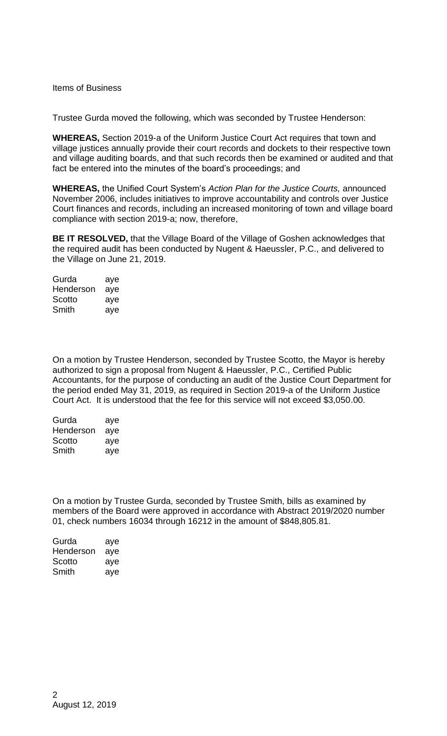Items of Business

Trustee Gurda moved the following, which was seconded by Trustee Henderson:

**WHEREAS,** Section 2019-a of the Uniform Justice Court Act requires that town and village justices annually provide their court records and dockets to their respective town and village auditing boards, and that such records then be examined or audited and that fact be entered into the minutes of the board's proceedings; and

**WHEREAS,** the Unified Court System's *Action Plan for the Justice Courts,* announced November 2006, includes initiatives to improve accountability and controls over Justice Court finances and records, including an increased monitoring of town and village board compliance with section 2019-a; now, therefore,

**BE IT RESOLVED,** that the Village Board of the Village of Goshen acknowledges that the required audit has been conducted by Nugent & Haeussler, P.C., and delivered to the Village on June 21, 2019.

| | |
|---|---|
| Gurda | aye |
| Henderson | aye |
| Scotto | aye |
| Smith | aye |

On a motion by Trustee Henderson, seconded by Trustee Scotto, the Mayor is hereby authorized to sign a proposal from Nugent & Haeussler, P.C., Certified Public Accountants, for the purpose of conducting an audit of the Justice Court Department for the period ended May 31, 2019, as required in Section 2019-a of the Uniform Justice Court Act. It is understood that the fee for this service will not exceed $3,050.00.

| | |
|---|---|
| Gurda | aye |
| Henderson | aye |
| Scotto | aye |
| Smith | aye |

On a motion by Trustee Gurda, seconded by Trustee Smith, bills as examined by members of the Board were approved in accordance with Abstract 2019/2020 number 01, check numbers 16034 through 16212 in the amount of $848,805.81.

| | |
|---|---|
| Gurda | aye |
| Henderson | aye |
| Scotto | aye |
| Smith | aye |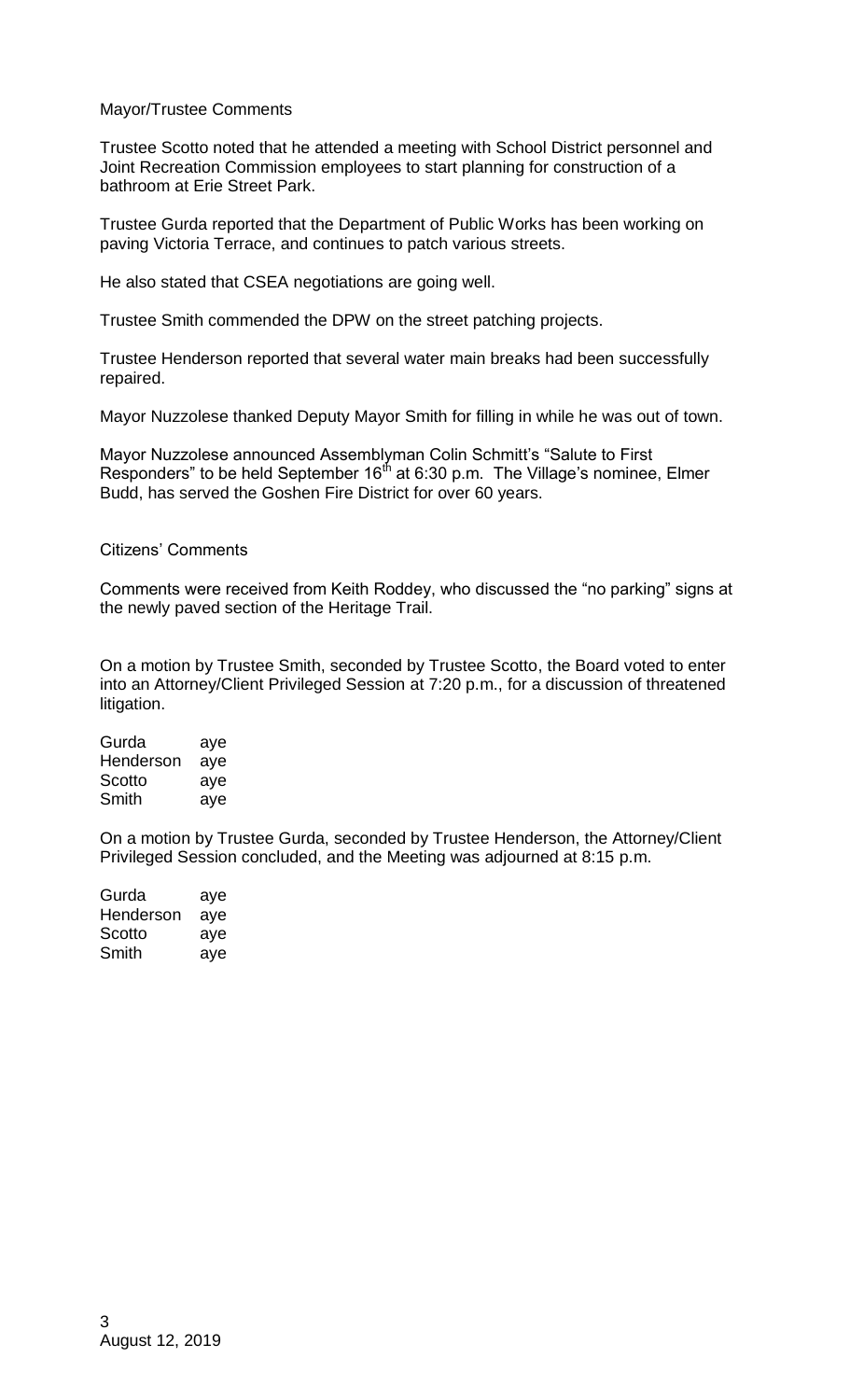Mayor/Trustee Comments

Trustee Scotto noted that he attended a meeting with School District personnel and Joint Recreation Commission employees to start planning for construction of a bathroom at Erie Street Park.

Trustee Gurda reported that the Department of Public Works has been working on paving Victoria Terrace, and continues to patch various streets.

He also stated that CSEA negotiations are going well.

Trustee Smith commended the DPW on the street patching projects.

Trustee Henderson reported that several water main breaks had been successfully repaired.

Mayor Nuzzolese thanked Deputy Mayor Smith for filling in while he was out of town.

Mayor Nuzzolese announced Assemblyman Colin Schmitt's "Salute to First Responders" to be held September 16th at 6:30 p.m. The Village's nominee, Elmer Budd, has served the Goshen Fire District for over 60 years.

Citizens' Comments

Comments were received from Keith Roddey, who discussed the "no parking" signs at the newly paved section of the Heritage Trail.

On a motion by Trustee Smith, seconded by Trustee Scotto, the Board voted to enter into an Attorney/Client Privileged Session at 7:20 p.m., for a discussion of threatened litigation.

| | |
|---|---|
| Gurda | aye |
| Henderson | aye |
| Scotto | aye |
| Smith | aye |

On a motion by Trustee Gurda, seconded by Trustee Henderson, the Attorney/Client Privileged Session concluded, and the Meeting was adjourned at 8:15 p.m.

| | |
|---|---|
| Gurda | aye |
| Henderson | aye |
| Scotto | aye |
| Smith | aye |

August 12, 2019